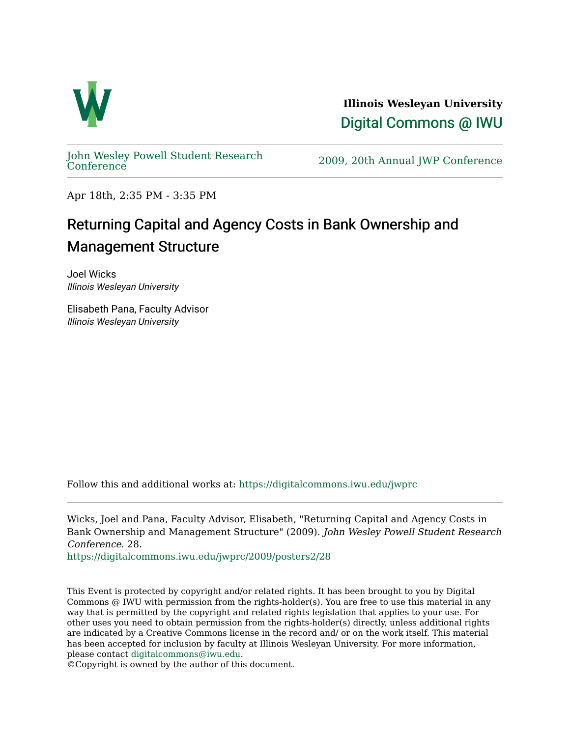**Illinois Wesleyan University**

Digital Commons @ IWU

John Wesley Powell Student Research Conference

2009, 20th Annual JWP Conference

Apr 18th, 2:35 PM - 3:35 PM

# Returning Capital and Agency Costs in Bank Ownership and Management Structure

Joel Wicks
*Illinois Wesleyan University*

Elisabeth Pana, Faculty Advisor
*Illinois Wesleyan University*

Follow this and additional works at: https://digitalcommons.iwu.edu/jwprc

Wicks, Joel and Pana, Faculty Advisor, Elisabeth, "Returning Capital and Agency Costs in Bank Ownership and Management Structure" (2009). *John Wesley Powell Student Research Conference*. 28.
https://digitalcommons.iwu.edu/jwprc/2009/posters2/28

This Event is protected by copyright and/or related rights. It has been brought to you by Digital Commons @ IWU with permission from the rights-holder(s). You are free to use this material in any way that is permitted by the copyright and related rights legislation that applies to your use. For other uses you need to obtain permission from the rights-holder(s) directly, unless additional rights are indicated by a Creative Commons license in the record and/ or on the work itself. This material has been accepted for inclusion by faculty at Illinois Wesleyan University. For more information, please contact digitalcommons@iwu.edu.
©Copyright is owned by the author of this document.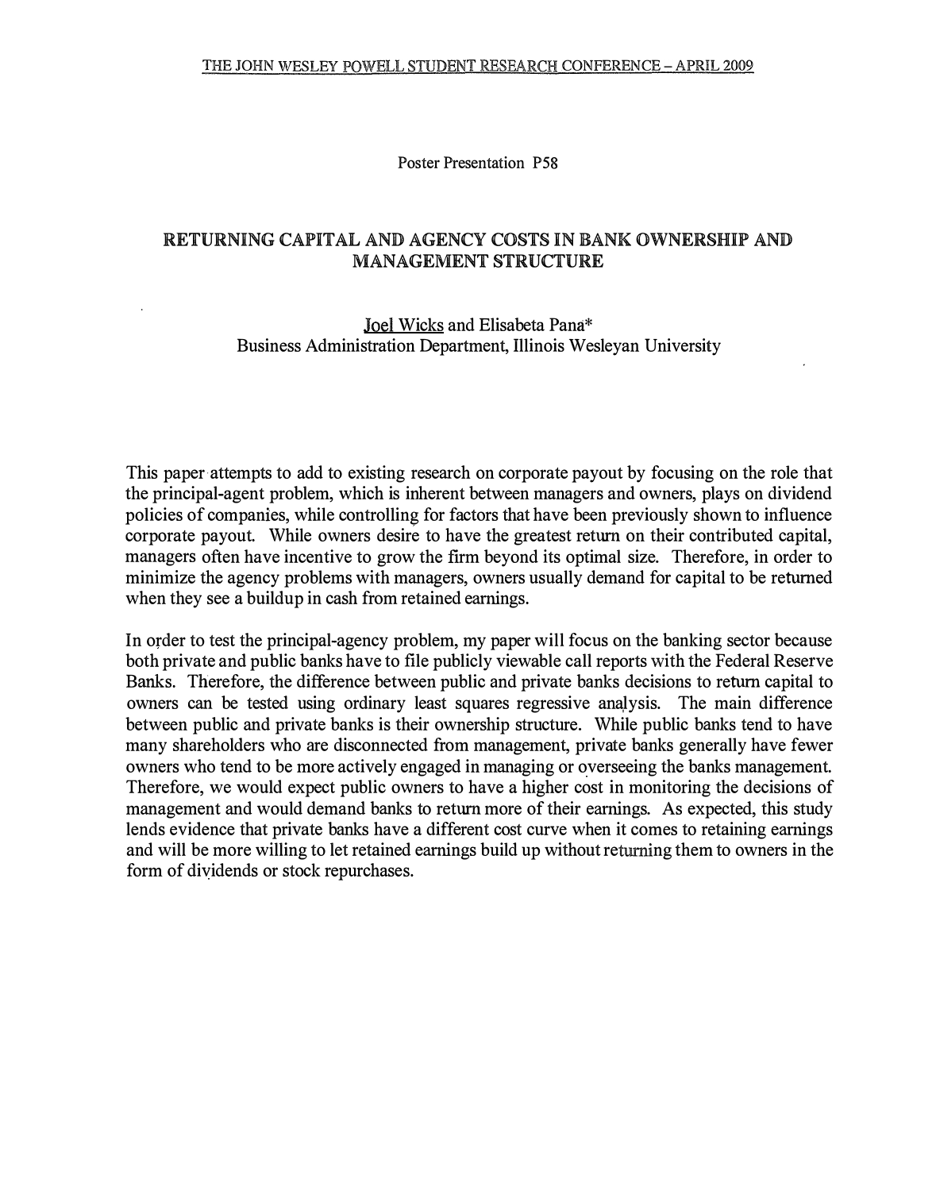Poster Presentation P58

# RETURNING CAPITAL AND AGENCY COSTS IN BANK OWNERSHIP AND MANAGEMENT STRUCTURE

Joel Wicks and Elisabeta Pana*
Business Administration Department, Illinois Wesleyan University

This paper attempts to add to existing research on corporate payout by focusing on the role that the principal-agent problem, which is inherent between managers and owners, plays on dividend policies of companies, while controlling for factors that have been previously shown to influence corporate payout. While owners desire to have the greatest return on their contributed capital, managers often have incentive to grow the firm beyond its optimal size. Therefore, in order to minimize the agency problems with managers, owners usually demand for capital to be returned when they see a buildup in cash from retained earnings.

In order to test the principal-agency problem, my paper will focus on the banking sector because both private and public banks have to file publicly viewable call reports with the Federal Reserve Banks. Therefore, the difference between public and private banks decisions to return capital to owners can be tested using ordinary least squares regressive analysis. The main difference between public and private banks is their ownership structure. While public banks tend to have many shareholders who are disconnected from management, private banks generally have fewer owners who tend to be more actively engaged in managing or overseeing the banks management. Therefore, we would expect public owners to have a higher cost in monitoring the decisions of management and would demand banks to return more of their earnings. As expected, this study lends evidence that private banks have a different cost curve when it comes to retaining earnings and will be more willing to let retained earnings build up without returning them to owners in the form of dividends or stock repurchases.